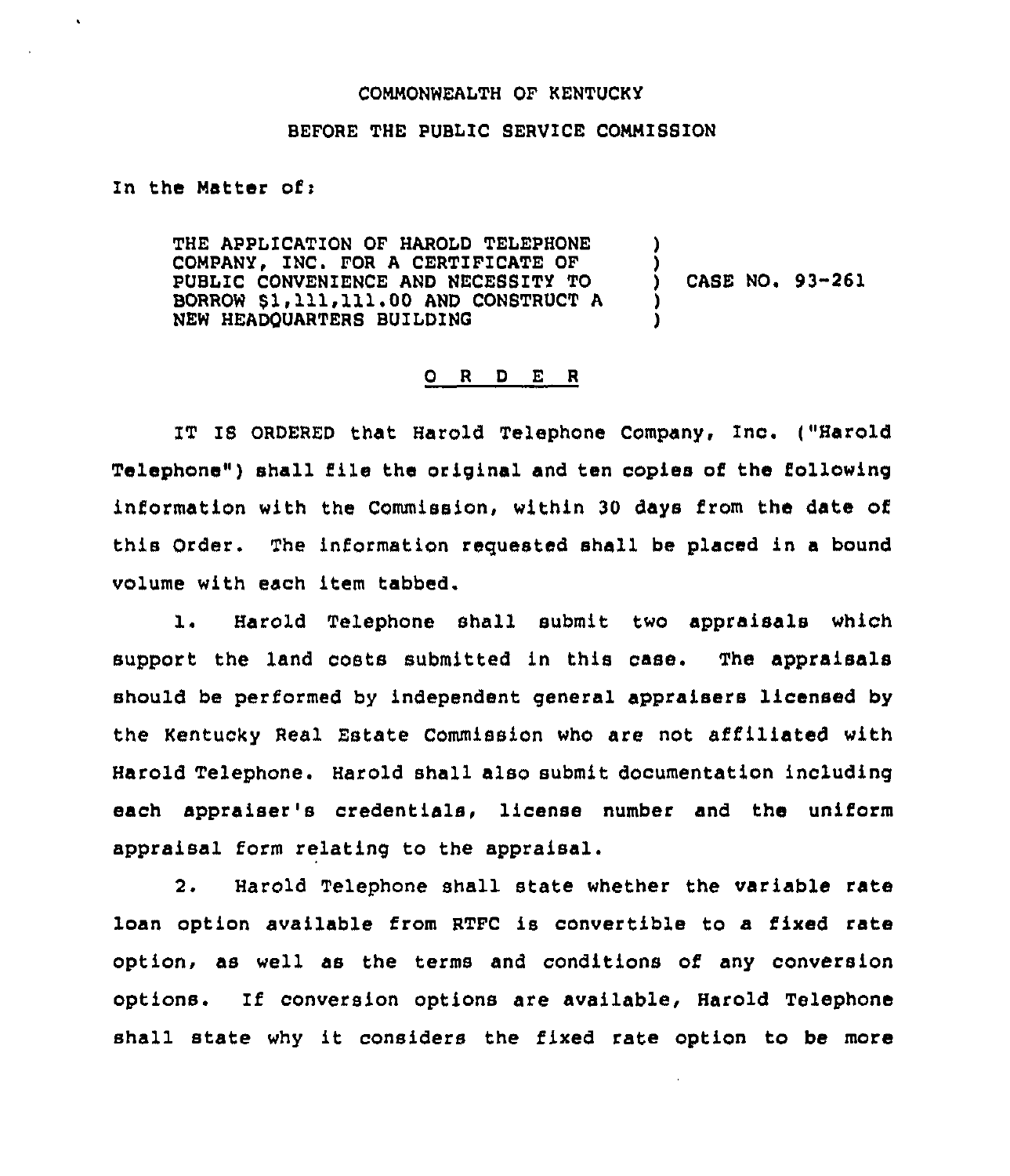COMMONWEALTH OF KENTUCKY

BEFORE THE PUBLIC SERVICE COMMISSION

In the Matter of:

THE APPLICATION OF HAROLD TELEPHONE COMPANY, INC. FOR A CERTIFICATE OF PUBLIC CONVENIENCE AND NECESSITY TO BORROW $1,111,111.00 AND CONSTRUCT A NEW HEADQUARTERS BUILDING ) CASE NO. 93-261

O R D E R

IT IS ORDERED that Harold Telephone Company, Inc. ("Harold Telephone") shall file the original and ten copies of the following information with the Commission, within 30 days from the date of this Order. The information requested shall be placed in a bound volume with each item tabbed.

1. Harold Telephone shall submit two appraisals which support the land costs submitted in this case. The appraisals should be performed by independent general appraisers licensed by the Kentucky Real Estate Commission who are not affiliated with Harold Telephone. Harold shall also submit documentation including each appraiser's credentials, license number and the uniform appraisal form relating to the appraisal.

2. Harold Telephone shall state whether the variable rate loan option available from RTFC is convertible to a fixed rate option, as well as the terms and conditions of any conversion options. If conversion options are available, Harold Telephone shall state why it considers the fixed rate option to be more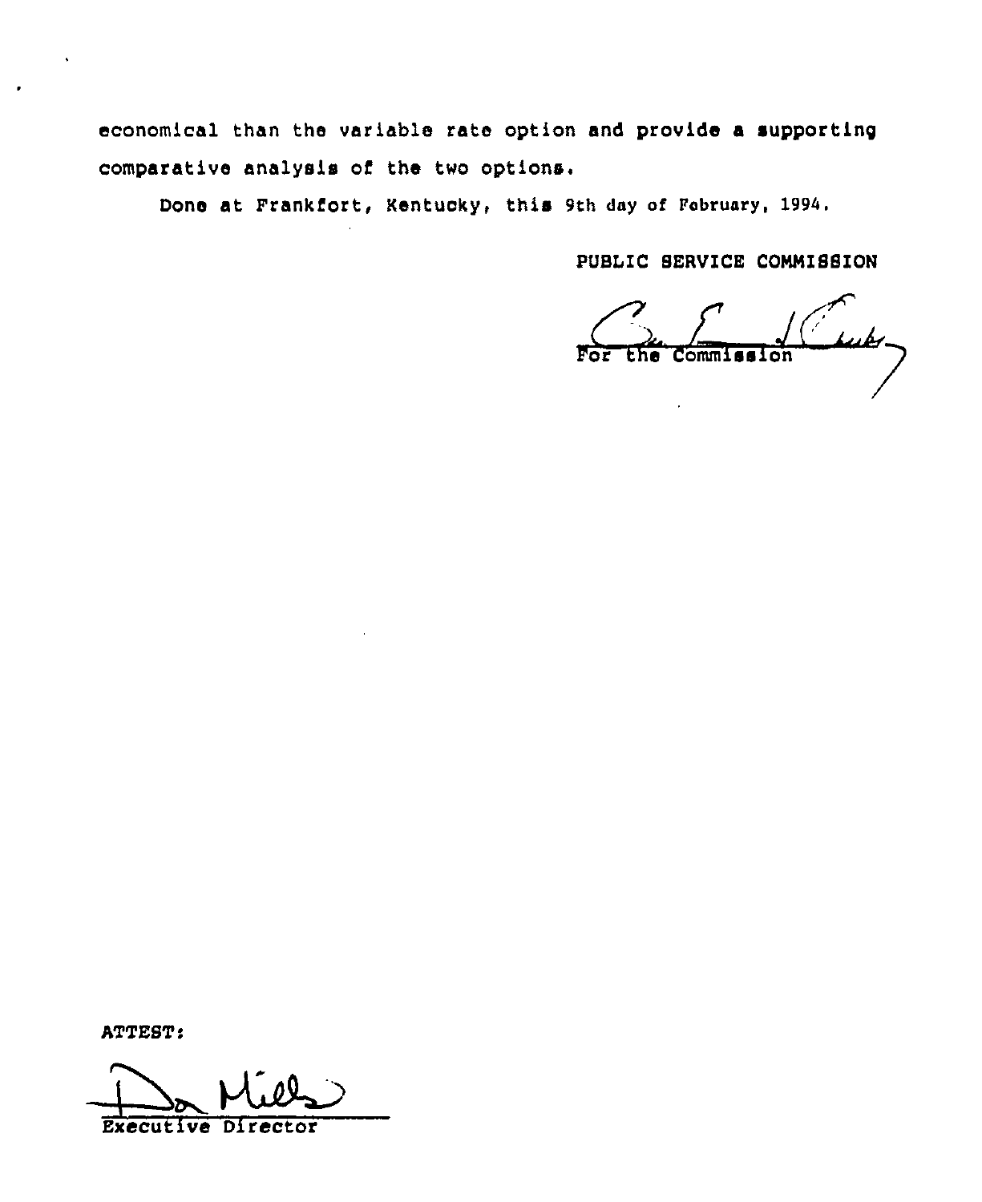economical than the variable rate option and provide a supporting comparative analysis of the two options.

Done at Frankfort, Kentucky, this 9th day of February, 1994.

PUBLIC SERVICE COMMISSION

For the Commission

ATTEST:

Executive Director